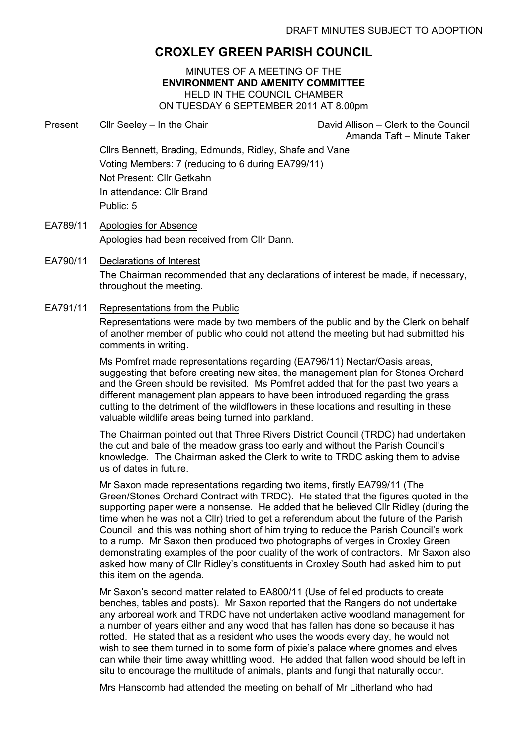DRAFT MINUTES SUBJECT TO ADOPTION

# CROXLEY GREEN PARISH COUNCIL

MINUTES OF A MEETING OF THE
**ENVIRONMENT AND AMENITY COMMITTEE**
HELD IN THE COUNCIL CHAMBER
ON TUESDAY 6 SEPTEMBER 2011 AT 8.00pm

Present Cllr Seeley – In the Chair David Allison – Clerk to the Council
Amanda Taft – Minute Taker

Cllrs Bennett, Brading, Edmunds, Ridley, Shafe and Vane
Voting Members: 7 (reducing to 6 during EA799/11)
Not Present: Cllr Getkahn
In attendance: Cllr Brand
Public: 5

EA789/11 Apologies for Absence

Apologies had been received from Cllr Dann.

EA790/11 Declarations of Interest

The Chairman recommended that any declarations of interest be made, if necessary, throughout the meeting.

EA791/11 Representations from the Public

Representations were made by two members of the public and by the Clerk on behalf of another member of public who could not attend the meeting but had submitted his comments in writing.

Ms Pomfret made representations regarding (EA796/11) Nectar/Oasis areas, suggesting that before creating new sites, the management plan for Stones Orchard and the Green should be revisited. Ms Pomfret added that for the past two years a different management plan appears to have been introduced regarding the grass cutting to the detriment of the wildflowers in these locations and resulting in these valuable wildlife areas being turned into parkland.

The Chairman pointed out that Three Rivers District Council (TRDC) had undertaken the cut and bale of the meadow grass too early and without the Parish Council's knowledge. The Chairman asked the Clerk to write to TRDC asking them to advise us of dates in future.

Mr Saxon made representations regarding two items, firstly EA799/11 (The Green/Stones Orchard Contract with TRDC). He stated that the figures quoted in the supporting paper were a nonsense. He added that he believed Cllr Ridley (during the time when he was not a Cllr) tried to get a referendum about the future of the Parish Council and this was nothing short of him trying to reduce the Parish Council's work to a rump. Mr Saxon then produced two photographs of verges in Croxley Green demonstrating examples of the poor quality of the work of contractors. Mr Saxon also asked how many of Cllr Ridley's constituents in Croxley South had asked him to put this item on the agenda.

Mr Saxon's second matter related to EA800/11 (Use of felled products to create benches, tables and posts). Mr Saxon reported that the Rangers do not undertake any arboreal work and TRDC have not undertaken active woodland management for a number of years either and any wood that has fallen has done so because it has rotted. He stated that as a resident who uses the woods every day, he would not wish to see them turned in to some form of pixie's palace where gnomes and elves can while their time away whittling wood. He added that fallen wood should be left in situ to encourage the multitude of animals, plants and fungi that naturally occur.

Mrs Hanscomb had attended the meeting on behalf of Mr Litherland who had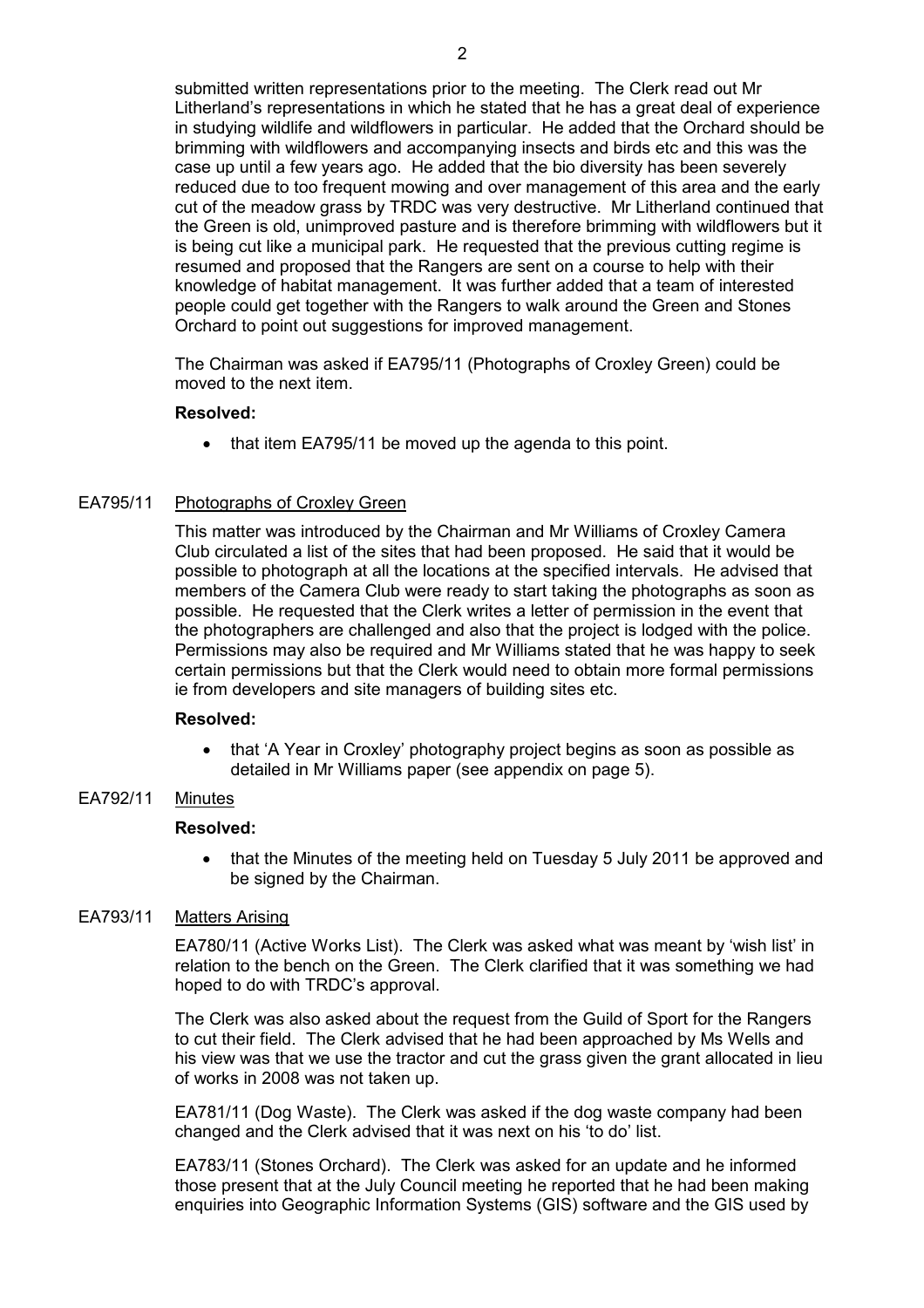submitted written representations prior to the meeting. The Clerk read out Mr Litherland's representations in which he stated that he has a great deal of experience in studying wildlife and wildflowers in particular. He added that the Orchard should be brimming with wildflowers and accompanying insects and birds etc and this was the case up until a few years ago. He added that the bio diversity has been severely reduced due to too frequent mowing and over management of this area and the early cut of the meadow grass by TRDC was very destructive. Mr Litherland continued that the Green is old, unimproved pasture and is therefore brimming with wildflowers but it is being cut like a municipal park. He requested that the previous cutting regime is resumed and proposed that the Rangers are sent on a course to help with their knowledge of habitat management. It was further added that a team of interested people could get together with the Rangers to walk around the Green and Stones Orchard to point out suggestions for improved management.

The Chairman was asked if EA795/11 (Photographs of Croxley Green) could be moved to the next item.

**Resolved:**

- that item EA795/11 be moved up the agenda to this point.

EA795/11 Photographs of Croxley Green

This matter was introduced by the Chairman and Mr Williams of Croxley Camera Club circulated a list of the sites that had been proposed. He said that it would be possible to photograph at all the locations at the specified intervals. He advised that members of the Camera Club were ready to start taking the photographs as soon as possible. He requested that the Clerk writes a letter of permission in the event that the photographers are challenged and also that the project is lodged with the police. Permissions may also be required and Mr Williams stated that he was happy to seek certain permissions but that the Clerk would need to obtain more formal permissions ie from developers and site managers of building sites etc.

**Resolved:**

- that 'A Year in Croxley' photography project begins as soon as possible as detailed in Mr Williams paper (see appendix on page 5).

EA792/11 Minutes

**Resolved:**

- that the Minutes of the meeting held on Tuesday 5 July 2011 be approved and be signed by the Chairman.

EA793/11 Matters Arising

EA780/11 (Active Works List). The Clerk was asked what was meant by 'wish list' in relation to the bench on the Green. The Clerk clarified that it was something we had hoped to do with TRDC's approval.

The Clerk was also asked about the request from the Guild of Sport for the Rangers to cut their field. The Clerk advised that he had been approached by Ms Wells and his view was that we use the tractor and cut the grass given the grant allocated in lieu of works in 2008 was not taken up.

EA781/11 (Dog Waste). The Clerk was asked if the dog waste company had been changed and the Clerk advised that it was next on his 'to do' list.

EA783/11 (Stones Orchard). The Clerk was asked for an update and he informed those present that at the July Council meeting he reported that he had been making enquiries into Geographic Information Systems (GIS) software and the GIS used by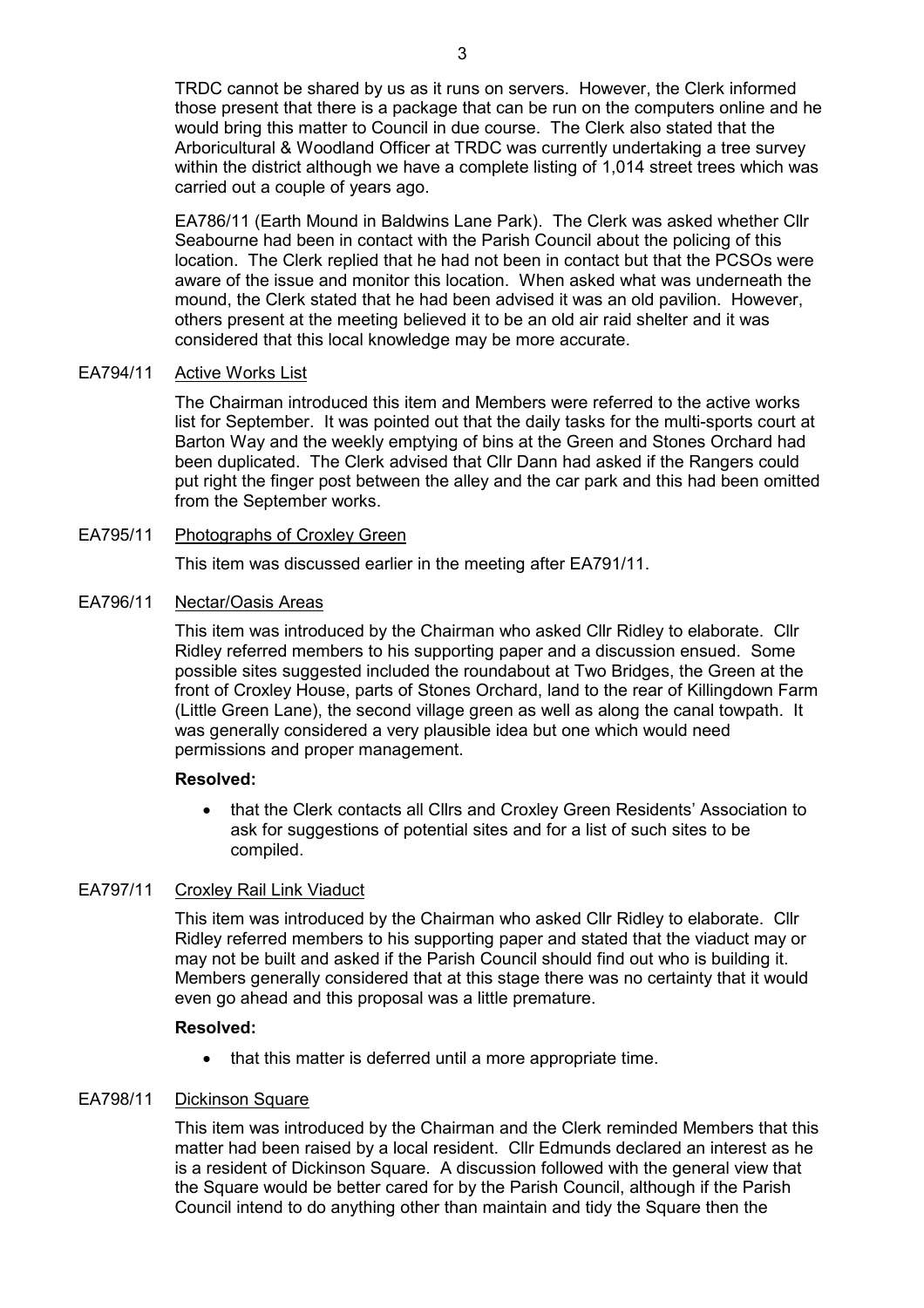TRDC cannot be shared by us as it runs on servers. However, the Clerk informed those present that there is a package that can be run on the computers online and he would bring this matter to Council in due course. The Clerk also stated that the Arboricultural & Woodland Officer at TRDC was currently undertaking a tree survey within the district although we have a complete listing of 1,014 street trees which was carried out a couple of years ago.

EA786/11 (Earth Mound in Baldwins Lane Park). The Clerk was asked whether Cllr Seabourne had been in contact with the Parish Council about the policing of this location. The Clerk replied that he had not been in contact but that the PCSOs were aware of the issue and monitor this location. When asked what was underneath the mound, the Clerk stated that he had been advised it was an old pavilion. However, others present at the meeting believed it to be an old air raid shelter and it was considered that this local knowledge may be more accurate.

EA794/11 Active Works List

The Chairman introduced this item and Members were referred to the active works list for September. It was pointed out that the daily tasks for the multi-sports court at Barton Way and the weekly emptying of bins at the Green and Stones Orchard had been duplicated. The Clerk advised that Cllr Dann had asked if the Rangers could put right the finger post between the alley and the car park and this had been omitted from the September works.

EA795/11 Photographs of Croxley Green

This item was discussed earlier in the meeting after EA791/11.

EA796/11 Nectar/Oasis Areas

This item was introduced by the Chairman who asked Cllr Ridley to elaborate. Cllr Ridley referred members to his supporting paper and a discussion ensued. Some possible sites suggested included the roundabout at Two Bridges, the Green at the front of Croxley House, parts of Stones Orchard, land to the rear of Killingdown Farm (Little Green Lane), the second village green as well as along the canal towpath. It was generally considered a very plausible idea but one which would need permissions and proper management.

**Resolved:**

- that the Clerk contacts all Cllrs and Croxley Green Residents' Association to ask for suggestions of potential sites and for a list of such sites to be compiled.

EA797/11 Croxley Rail Link Viaduct

This item was introduced by the Chairman who asked Cllr Ridley to elaborate. Cllr Ridley referred members to his supporting paper and stated that the viaduct may or may not be built and asked if the Parish Council should find out who is building it. Members generally considered that at this stage there was no certainty that it would even go ahead and this proposal was a little premature.

**Resolved:**

- that this matter is deferred until a more appropriate time.

EA798/11 Dickinson Square

This item was introduced by the Chairman and the Clerk reminded Members that this matter had been raised by a local resident. Cllr Edmunds declared an interest as he is a resident of Dickinson Square. A discussion followed with the general view that the Square would be better cared for by the Parish Council, although if the Parish Council intend to do anything other than maintain and tidy the Square then the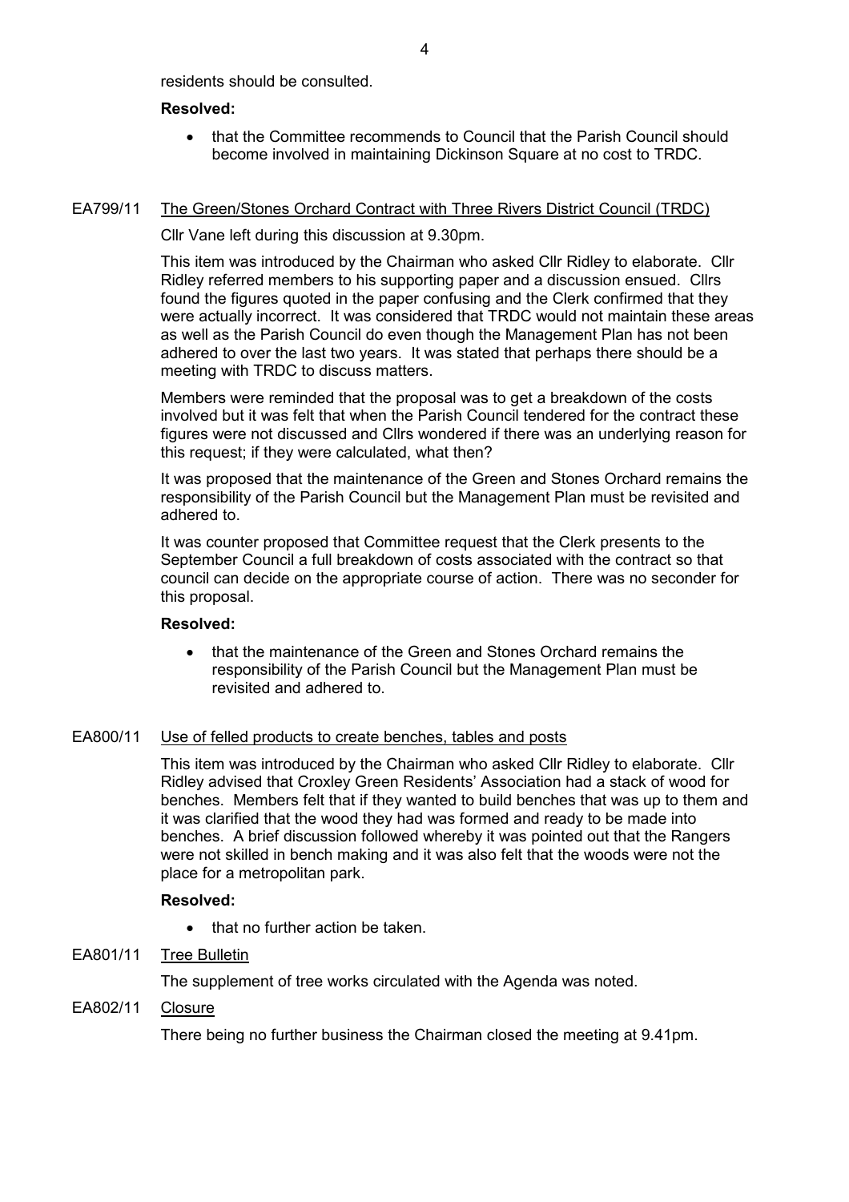residents should be consulted.

**Resolved:**

- that the Committee recommends to Council that the Parish Council should become involved in maintaining Dickinson Square at no cost to TRDC.

EA799/11 <u>The Green/Stones Orchard Contract with Three Rivers District Council (TRDC)</u>

Cllr Vane left during this discussion at 9.30pm.

This item was introduced by the Chairman who asked Cllr Ridley to elaborate. Cllr Ridley referred members to his supporting paper and a discussion ensued. Cllrs found the figures quoted in the paper confusing and the Clerk confirmed that they were actually incorrect. It was considered that TRDC would not maintain these areas as well as the Parish Council do even though the Management Plan has not been adhered to over the last two years. It was stated that perhaps there should be a meeting with TRDC to discuss matters.

Members were reminded that the proposal was to get a breakdown of the costs involved but it was felt that when the Parish Council tendered for the contract these figures were not discussed and Cllrs wondered if there was an underlying reason for this request; if they were calculated, what then?

It was proposed that the maintenance of the Green and Stones Orchard remains the responsibility of the Parish Council but the Management Plan must be revisited and adhered to.

It was counter proposed that Committee request that the Clerk presents to the September Council a full breakdown of costs associated with the contract so that council can decide on the appropriate course of action. There was no seconder for this proposal.

**Resolved:**

- that the maintenance of the Green and Stones Orchard remains the responsibility of the Parish Council but the Management Plan must be revisited and adhered to.

EA800/11 <u>Use of felled products to create benches, tables and posts</u>

This item was introduced by the Chairman who asked Cllr Ridley to elaborate. Cllr Ridley advised that Croxley Green Residents' Association had a stack of wood for benches. Members felt that if they wanted to build benches that was up to them and it was clarified that the wood they had was formed and ready to be made into benches. A brief discussion followed whereby it was pointed out that the Rangers were not skilled in bench making and it was also felt that the woods were not the place for a metropolitan park.

**Resolved:**

- that no further action be taken.

EA801/11 <u>Tree Bulletin</u>

The supplement of tree works circulated with the Agenda was noted.

EA802/11 <u>Closure</u>

There being no further business the Chairman closed the meeting at 9.41pm.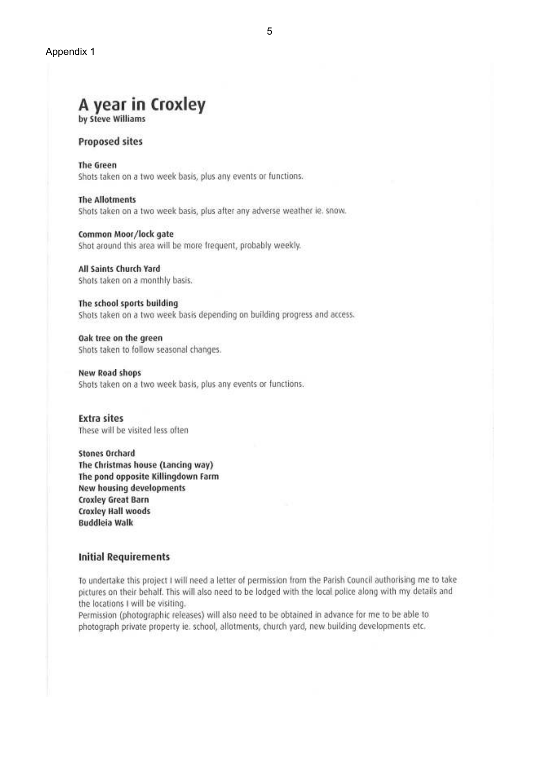Appendix 1

# A year in Croxley

by Steve Williams

## Proposed sites

**The Green**
Shots taken on a two week basis, plus any events or functions.

**The Allotments**
Shots taken on a two week basis, plus after any adverse weather ie. snow.

**Common Moor/lock gate**
Shot around this area will be more frequent, probably weekly.

**All Saints Church Yard**
Shots taken on a monthly basis.

**The school sports building**
Shots taken on a two week basis depending on building progress and access.

**Oak tree on the green**
Shots taken to follow seasonal changes.

**New Road shops**
Shots taken on a two week basis, plus any events or functions.

## Extra sites

These will be visited less often

**Stones Orchard**
**The Christmas house (Lancing way)**
**The pond opposite Killingdown Farm**
**New housing developments**
**Croxley Great Barn**
**Croxley Hall woods**
**Buddleia Walk**

## Initial Requirements

To undertake this project I will need a letter of permission from the Parish Council authorising me to take pictures on their behalf. This will also need to be lodged with the local police along with my details and the locations I will be visiting.

Permission (photographic releases) will also need to be obtained in advance for me to be able to photograph private property ie. school, allotments, church yard, new building developments etc.